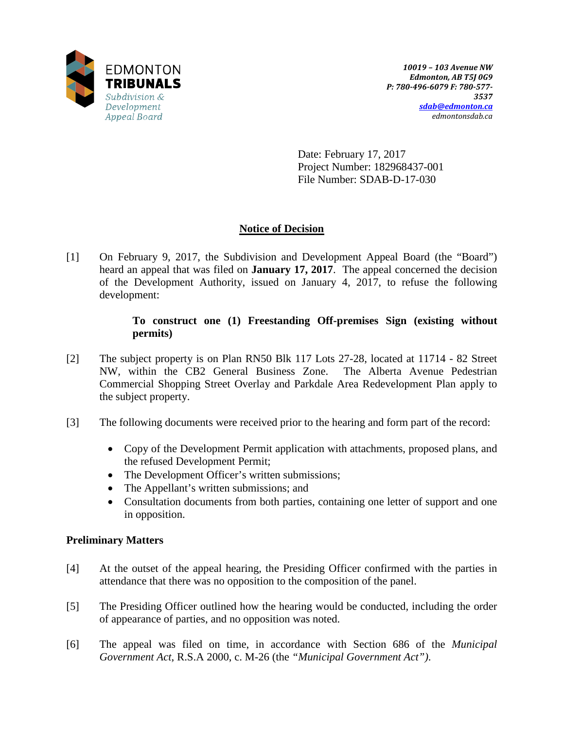EDMONTON
**TRIBUNALS**
*Subdivision & Development Appeal Board*

***10019 – 103 Avenue NW***
***Edmonton, AB T5J 0G9***
***P: 780-496-6079 F: 780-577-3537***
***sdab@edmonton.ca***
*edmontonsdab.ca*

Date: February 17, 2017
Project Number: 182968437-001
File Number: SDAB-D-17-030

## Notice of Decision

[1] On February 9, 2017, the Subdivision and Development Appeal Board (the "Board") heard an appeal that was filed on **January 17, 2017**. The appeal concerned the decision of the Development Authority, issued on January 4, 2017, to refuse the following development:

> **To construct one (1) Freestanding Off-premises Sign (existing without permits)**

[2] The subject property is on Plan RN50 Blk 117 Lots 27-28, located at 11714 - 82 Street NW, within the CB2 General Business Zone. The Alberta Avenue Pedestrian Commercial Shopping Street Overlay and Parkdale Area Redevelopment Plan apply to the subject property.

[3] The following documents were received prior to the hearing and form part of the record:

- Copy of the Development Permit application with attachments, proposed plans, and the refused Development Permit;
- The Development Officer's written submissions;
- The Appellant's written submissions; and
- Consultation documents from both parties, containing one letter of support and one in opposition.

### Preliminary Matters

[4] At the outset of the appeal hearing, the Presiding Officer confirmed with the parties in attendance that there was no opposition to the composition of the panel.

[5] The Presiding Officer outlined how the hearing would be conducted, including the order of appearance of parties, and no opposition was noted.

[6] The appeal was filed on time, in accordance with Section 686 of the *Municipal Government Act*, R.S.A 2000, c. M-26 (the *"Municipal Government Act")*.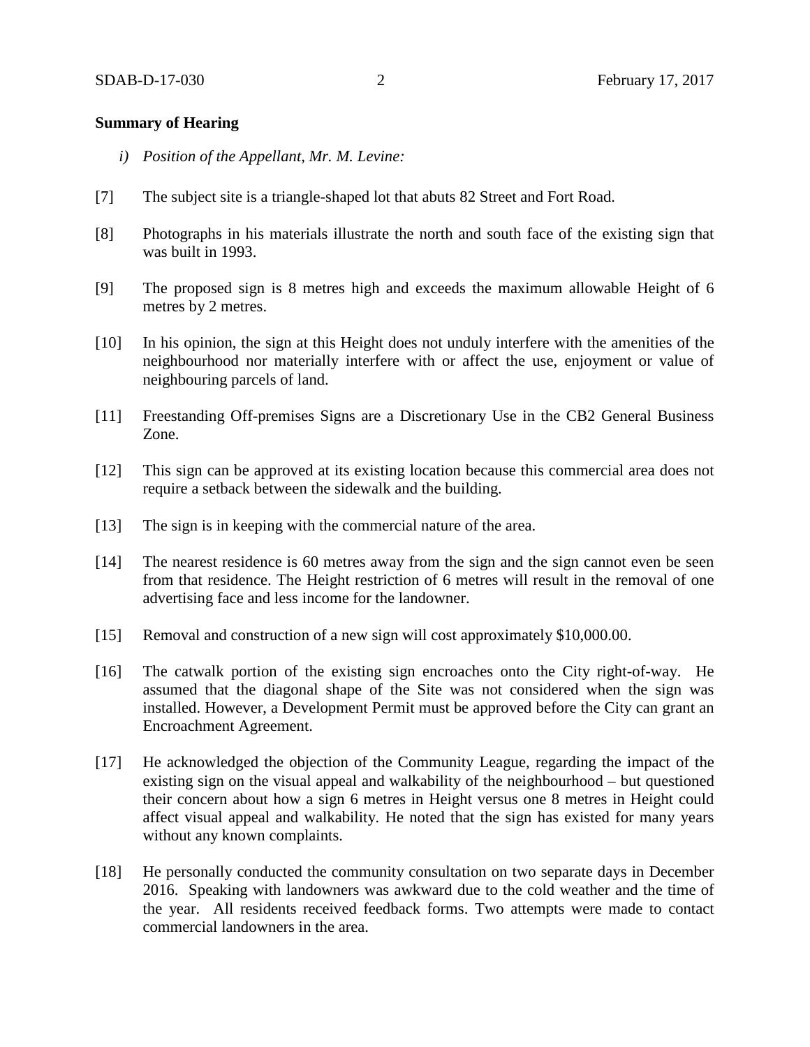**Summary of Hearing**

*i) Position of the Appellant, Mr. M. Levine:*

[7] The subject site is a triangle-shaped lot that abuts 82 Street and Fort Road.

[8] Photographs in his materials illustrate the north and south face of the existing sign that was built in 1993.

[9] The proposed sign is 8 metres high and exceeds the maximum allowable Height of 6 metres by 2 metres.

[10] In his opinion, the sign at this Height does not unduly interfere with the amenities of the neighbourhood nor materially interfere with or affect the use, enjoyment or value of neighbouring parcels of land.

[11] Freestanding Off-premises Signs are a Discretionary Use in the CB2 General Business Zone.

[12] This sign can be approved at its existing location because this commercial area does not require a setback between the sidewalk and the building.

[13] The sign is in keeping with the commercial nature of the area.

[14] The nearest residence is 60 metres away from the sign and the sign cannot even be seen from that residence. The Height restriction of 6 metres will result in the removal of one advertising face and less income for the landowner.

[15] Removal and construction of a new sign will cost approximately $10,000.00.

[16] The catwalk portion of the existing sign encroaches onto the City right-of-way. He assumed that the diagonal shape of the Site was not considered when the sign was installed. However, a Development Permit must be approved before the City can grant an Encroachment Agreement.

[17] He acknowledged the objection of the Community League, regarding the impact of the existing sign on the visual appeal and walkability of the neighbourhood – but questioned their concern about how a sign 6 metres in Height versus one 8 metres in Height could affect visual appeal and walkability. He noted that the sign has existed for many years without any known complaints.

[18] He personally conducted the community consultation on two separate days in December 2016. Speaking with landowners was awkward due to the cold weather and the time of the year. All residents received feedback forms. Two attempts were made to contact commercial landowners in the area.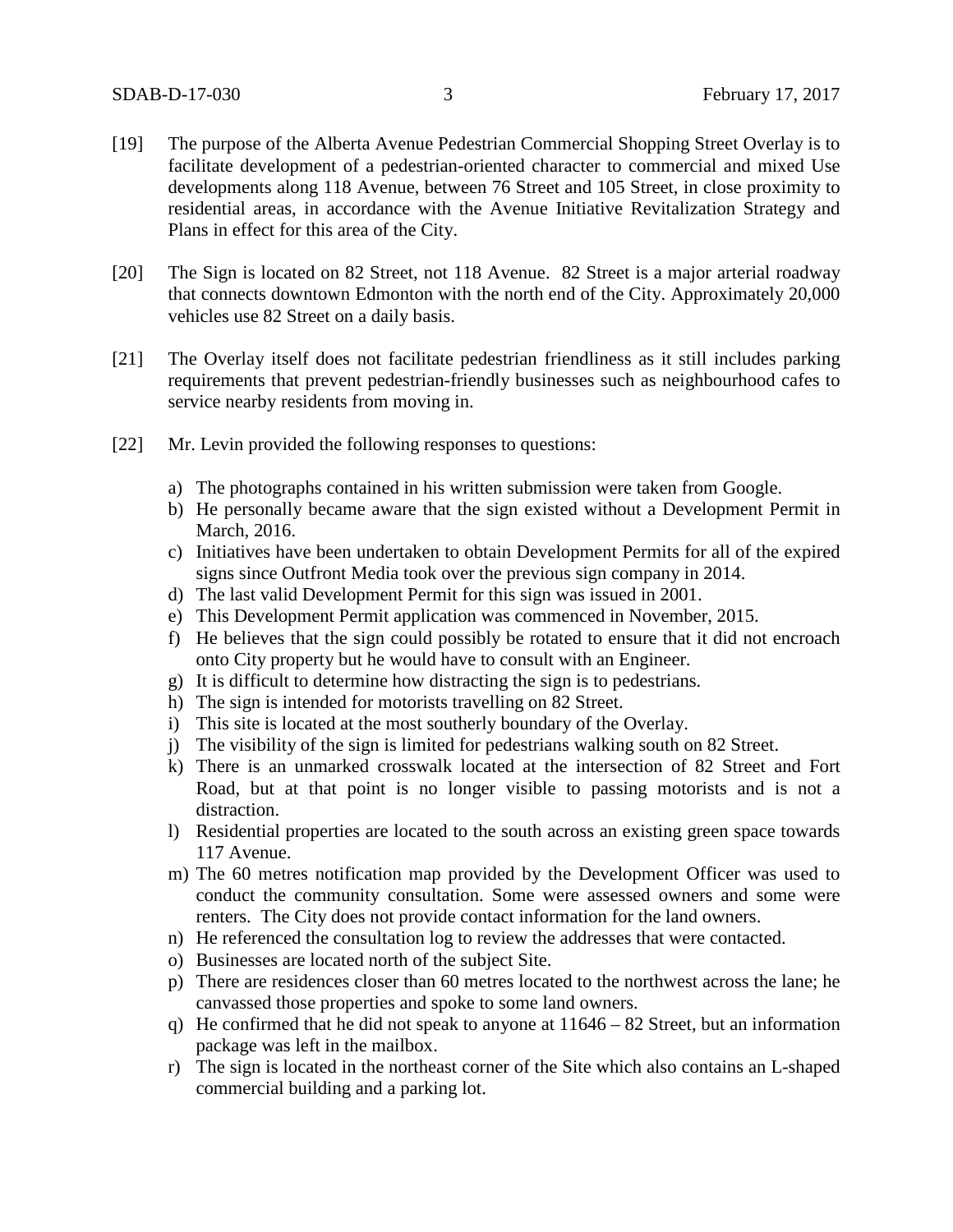[19] The purpose of the Alberta Avenue Pedestrian Commercial Shopping Street Overlay is to facilitate development of a pedestrian-oriented character to commercial and mixed Use developments along 118 Avenue, between 76 Street and 105 Street, in close proximity to residential areas, in accordance with the Avenue Initiative Revitalization Strategy and Plans in effect for this area of the City.

[20] The Sign is located on 82 Street, not 118 Avenue. 82 Street is a major arterial roadway that connects downtown Edmonton with the north end of the City. Approximately 20,000 vehicles use 82 Street on a daily basis.

[21] The Overlay itself does not facilitate pedestrian friendliness as it still includes parking requirements that prevent pedestrian-friendly businesses such as neighbourhood cafes to service nearby residents from moving in.

[22] Mr. Levin provided the following responses to questions:

a) The photographs contained in his written submission were taken from Google.
b) He personally became aware that the sign existed without a Development Permit in March, 2016.
c) Initiatives have been undertaken to obtain Development Permits for all of the expired signs since Outfront Media took over the previous sign company in 2014.
d) The last valid Development Permit for this sign was issued in 2001.
e) This Development Permit application was commenced in November, 2015.
f) He believes that the sign could possibly be rotated to ensure that it did not encroach onto City property but he would have to consult with an Engineer.
g) It is difficult to determine how distracting the sign is to pedestrians.
h) The sign is intended for motorists travelling on 82 Street.
i) This site is located at the most southerly boundary of the Overlay.
j) The visibility of the sign is limited for pedestrians walking south on 82 Street.
k) There is an unmarked crosswalk located at the intersection of 82 Street and Fort Road, but at that point is no longer visible to passing motorists and is not a distraction.
l) Residential properties are located to the south across an existing green space towards 117 Avenue.
m) The 60 metres notification map provided by the Development Officer was used to conduct the community consultation. Some were assessed owners and some were renters. The City does not provide contact information for the land owners.
n) He referenced the consultation log to review the addresses that were contacted.
o) Businesses are located north of the subject Site.
p) There are residences closer than 60 metres located to the northwest across the lane; he canvassed those properties and spoke to some land owners.
q) He confirmed that he did not speak to anyone at 11646 – 82 Street, but an information package was left in the mailbox.
r) The sign is located in the northeast corner of the Site which also contains an L-shaped commercial building and a parking lot.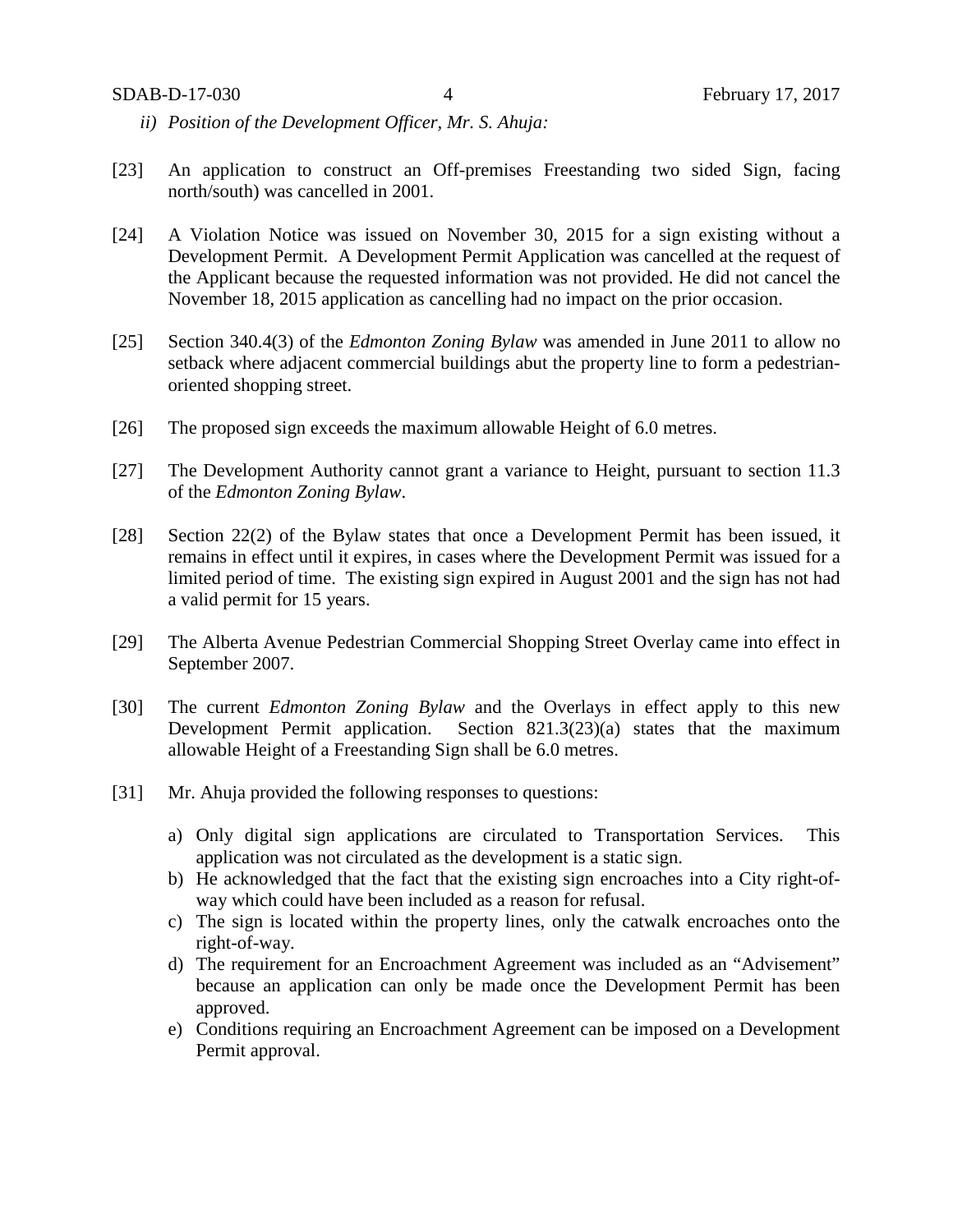*ii) Position of the Development Officer, Mr. S. Ahuja:*

[23] An application to construct an Off-premises Freestanding two sided Sign, facing north/south) was cancelled in 2001.

[24] A Violation Notice was issued on November 30, 2015 for a sign existing without a Development Permit. A Development Permit Application was cancelled at the request of the Applicant because the requested information was not provided. He did not cancel the November 18, 2015 application as cancelling had no impact on the prior occasion.

[25] Section 340.4(3) of the *Edmonton Zoning Bylaw* was amended in June 2011 to allow no setback where adjacent commercial buildings abut the property line to form a pedestrian-oriented shopping street.

[26] The proposed sign exceeds the maximum allowable Height of 6.0 metres.

[27] The Development Authority cannot grant a variance to Height, pursuant to section 11.3 of the *Edmonton Zoning Bylaw*.

[28] Section 22(2) of the Bylaw states that once a Development Permit has been issued, it remains in effect until it expires, in cases where the Development Permit was issued for a limited period of time. The existing sign expired in August 2001 and the sign has not had a valid permit for 15 years.

[29] The Alberta Avenue Pedestrian Commercial Shopping Street Overlay came into effect in September 2007.

[30] The current *Edmonton Zoning Bylaw* and the Overlays in effect apply to this new Development Permit application. Section 821.3(23)(a) states that the maximum allowable Height of a Freestanding Sign shall be 6.0 metres.

[31] Mr. Ahuja provided the following responses to questions:

a) Only digital sign applications are circulated to Transportation Services. This application was not circulated as the development is a static sign.
b) He acknowledged that the fact that the existing sign encroaches into a City right-of-way which could have been included as a reason for refusal.
c) The sign is located within the property lines, only the catwalk encroaches onto the right-of-way.
d) The requirement for an Encroachment Agreement was included as an "Advisement" because an application can only be made once the Development Permit has been approved.
e) Conditions requiring an Encroachment Agreement can be imposed on a Development Permit approval.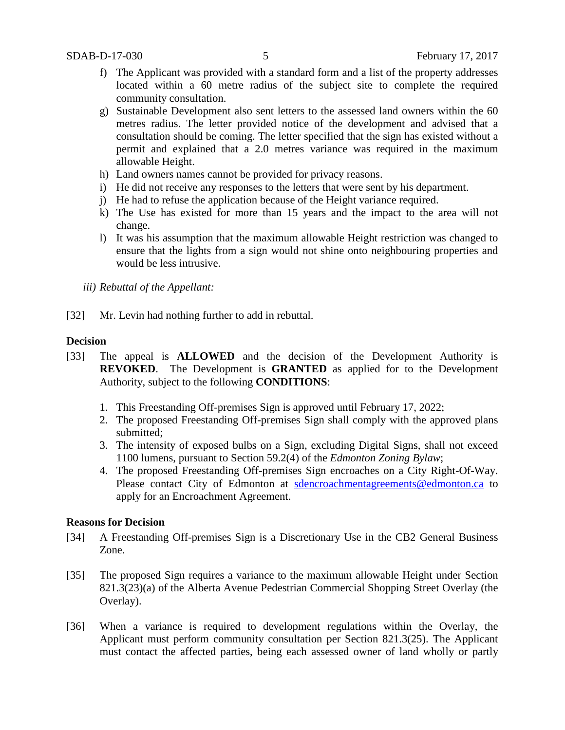f) The Applicant was provided with a standard form and a list of the property addresses located within a 60 metre radius of the subject site to complete the required community consultation.
g) Sustainable Development also sent letters to the assessed land owners within the 60 metres radius. The letter provided notice of the development and advised that a consultation should be coming. The letter specified that the sign has existed without a permit and explained that a 2.0 metres variance was required in the maximum allowable Height.
h) Land owners names cannot be provided for privacy reasons.
i) He did not receive any responses to the letters that were sent by his department.
j) He had to refuse the application because of the Height variance required.
k) The Use has existed for more than 15 years and the impact to the area will not change.
l) It was his assumption that the maximum allowable Height restriction was changed to ensure that the lights from a sign would not shine onto neighbouring properties and would be less intrusive.

*iii) Rebuttal of the Appellant:*

[32] Mr. Levin had nothing further to add in rebuttal.

**Decision**

[33] The appeal is **ALLOWED** and the decision of the Development Authority is **REVOKED**. The Development is **GRANTED** as applied for to the Development Authority, subject to the following **CONDITIONS**:

1. This Freestanding Off-premises Sign is approved until February 17, 2022;
2. The proposed Freestanding Off-premises Sign shall comply with the approved plans submitted;
3. The intensity of exposed bulbs on a Sign, excluding Digital Signs, shall not exceed 1100 lumens, pursuant to Section 59.2(4) of the *Edmonton Zoning Bylaw*;
4. The proposed Freestanding Off-premises Sign encroaches on a City Right-Of-Way. Please contact City of Edmonton at sdencroachmentagreements@edmonton.ca to apply for an Encroachment Agreement.

**Reasons for Decision**

[34] A Freestanding Off-premises Sign is a Discretionary Use in the CB2 General Business Zone.

[35] The proposed Sign requires a variance to the maximum allowable Height under Section 821.3(23)(a) of the Alberta Avenue Pedestrian Commercial Shopping Street Overlay (the Overlay).

[36] When a variance is required to development regulations within the Overlay, the Applicant must perform community consultation per Section 821.3(25). The Applicant must contact the affected parties, being each assessed owner of land wholly or partly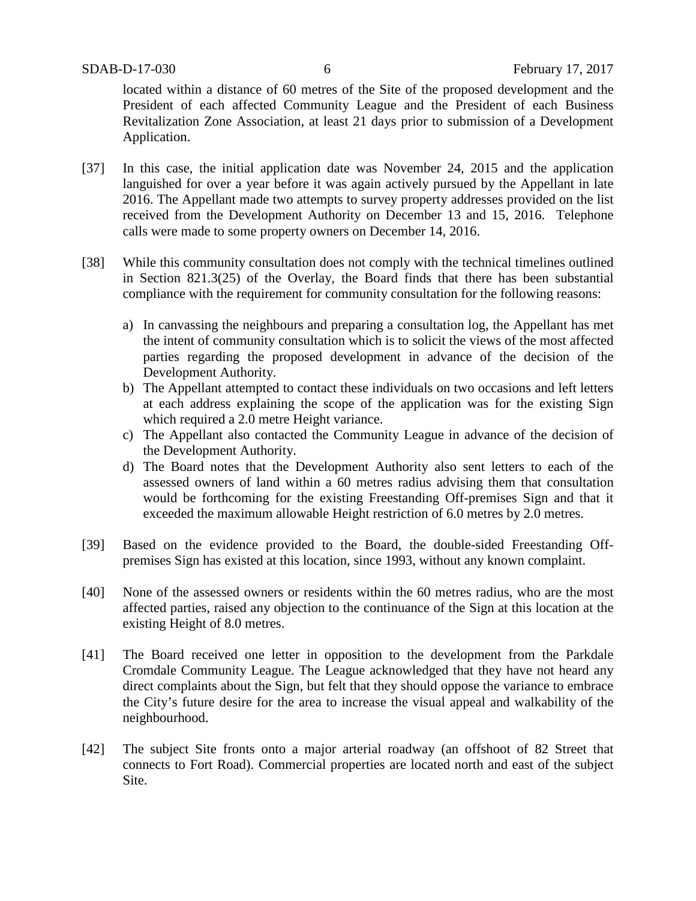located within a distance of 60 metres of the Site of the proposed development and the President of each affected Community League and the President of each Business Revitalization Zone Association, at least 21 days prior to submission of a Development Application.

[37] In this case, the initial application date was November 24, 2015 and the application languished for over a year before it was again actively pursued by the Appellant in late 2016. The Appellant made two attempts to survey property addresses provided on the list received from the Development Authority on December 13 and 15, 2016. Telephone calls were made to some property owners on December 14, 2016.

[38] While this community consultation does not comply with the technical timelines outlined in Section 821.3(25) of the Overlay, the Board finds that there has been substantial compliance with the requirement for community consultation for the following reasons:

a) In canvassing the neighbours and preparing a consultation log, the Appellant has met the intent of community consultation which is to solicit the views of the most affected parties regarding the proposed development in advance of the decision of the Development Authority.
b) The Appellant attempted to contact these individuals on two occasions and left letters at each address explaining the scope of the application was for the existing Sign which required a 2.0 metre Height variance.
c) The Appellant also contacted the Community League in advance of the decision of the Development Authority.
d) The Board notes that the Development Authority also sent letters to each of the assessed owners of land within a 60 metres radius advising them that consultation would be forthcoming for the existing Freestanding Off-premises Sign and that it exceeded the maximum allowable Height restriction of 6.0 metres by 2.0 metres.

[39] Based on the evidence provided to the Board, the double-sided Freestanding Off-premises Sign has existed at this location, since 1993, without any known complaint.

[40] None of the assessed owners or residents within the 60 metres radius, who are the most affected parties, raised any objection to the continuance of the Sign at this location at the existing Height of 8.0 metres.

[41] The Board received one letter in opposition to the development from the Parkdale Cromdale Community League. The League acknowledged that they have not heard any direct complaints about the Sign, but felt that they should oppose the variance to embrace the City's future desire for the area to increase the visual appeal and walkability of the neighbourhood.

[42] The subject Site fronts onto a major arterial roadway (an offshoot of 82 Street that connects to Fort Road). Commercial properties are located north and east of the subject Site.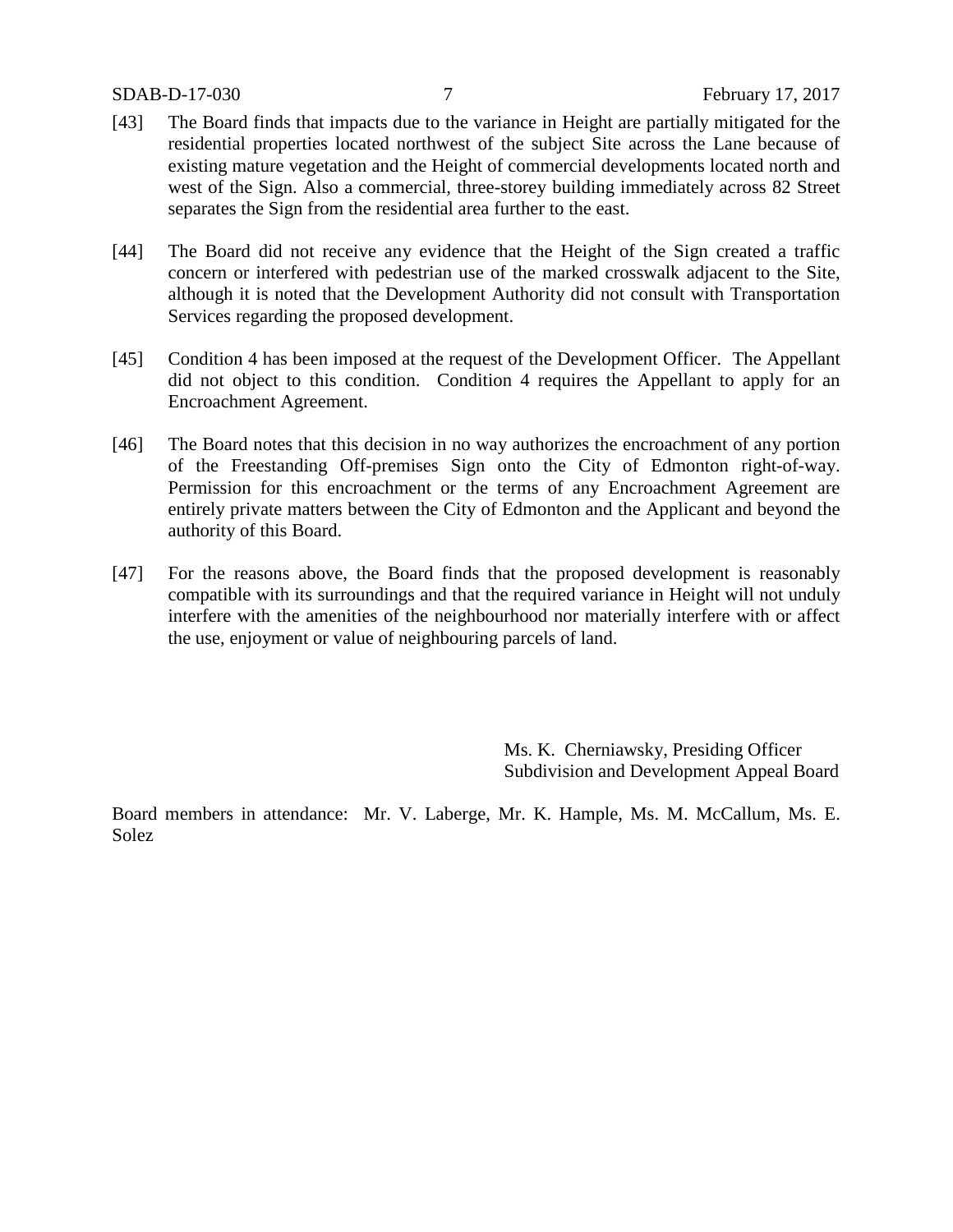[43] The Board finds that impacts due to the variance in Height are partially mitigated for the residential properties located northwest of the subject Site across the Lane because of existing mature vegetation and the Height of commercial developments located north and west of the Sign. Also a commercial, three-storey building immediately across 82 Street separates the Sign from the residential area further to the east.

[44] The Board did not receive any evidence that the Height of the Sign created a traffic concern or interfered with pedestrian use of the marked crosswalk adjacent to the Site, although it is noted that the Development Authority did not consult with Transportation Services regarding the proposed development.

[45] Condition 4 has been imposed at the request of the Development Officer. The Appellant did not object to this condition. Condition 4 requires the Appellant to apply for an Encroachment Agreement.

[46] The Board notes that this decision in no way authorizes the encroachment of any portion of the Freestanding Off-premises Sign onto the City of Edmonton right-of-way. Permission for this encroachment or the terms of any Encroachment Agreement are entirely private matters between the City of Edmonton and the Applicant and beyond the authority of this Board.

[47] For the reasons above, the Board finds that the proposed development is reasonably compatible with its surroundings and that the required variance in Height will not unduly interfere with the amenities of the neighbourhood nor materially interfere with or affect the use, enjoyment or value of neighbouring parcels of land.

Ms. K. Cherniawsky, Presiding Officer
Subdivision and Development Appeal Board

Board members in attendance: Mr. V. Laberge, Mr. K. Hample, Ms. M. McCallum, Ms. E. Solez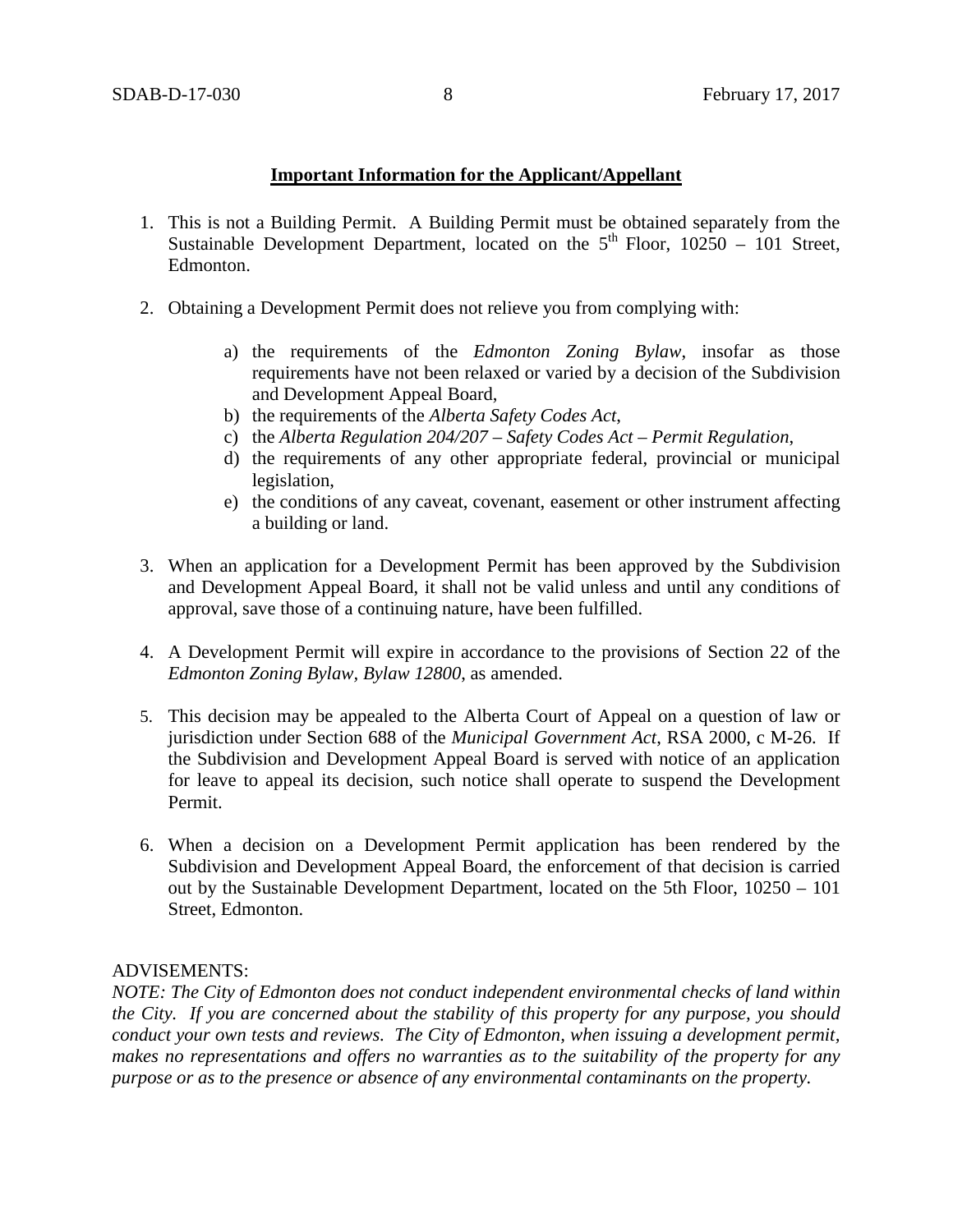**Important Information for the Applicant/Appellant**

1. This is not a Building Permit. A Building Permit must be obtained separately from the Sustainable Development Department, located on the 5th Floor, 10250 – 101 Street, Edmonton.

2. Obtaining a Development Permit does not relieve you from complying with:

   a) the requirements of the *Edmonton Zoning Bylaw*, insofar as those requirements have not been relaxed or varied by a decision of the Subdivision and Development Appeal Board,
   b) the requirements of the *Alberta Safety Codes Act*,
   c) the *Alberta Regulation 204/207 – Safety Codes Act – Permit Regulation*,
   d) the requirements of any other appropriate federal, provincial or municipal legislation,
   e) the conditions of any caveat, covenant, easement or other instrument affecting a building or land.

3. When an application for a Development Permit has been approved by the Subdivision and Development Appeal Board, it shall not be valid unless and until any conditions of approval, save those of a continuing nature, have been fulfilled.

4. A Development Permit will expire in accordance to the provisions of Section 22 of the *Edmonton Zoning Bylaw, Bylaw 12800*, as amended.

5. This decision may be appealed to the Alberta Court of Appeal on a question of law or jurisdiction under Section 688 of the *Municipal Government Act*, RSA 2000, c M-26. If the Subdivision and Development Appeal Board is served with notice of an application for leave to appeal its decision, such notice shall operate to suspend the Development Permit.

6. When a decision on a Development Permit application has been rendered by the Subdivision and Development Appeal Board, the enforcement of that decision is carried out by the Sustainable Development Department, located on the 5th Floor, 10250 – 101 Street, Edmonton.

ADVISEMENTS:
*NOTE: The City of Edmonton does not conduct independent environmental checks of land within the City. If you are concerned about the stability of this property for any purpose, you should conduct your own tests and reviews. The City of Edmonton, when issuing a development permit, makes no representations and offers no warranties as to the suitability of the property for any purpose or as to the presence or absence of any environmental contaminants on the property.*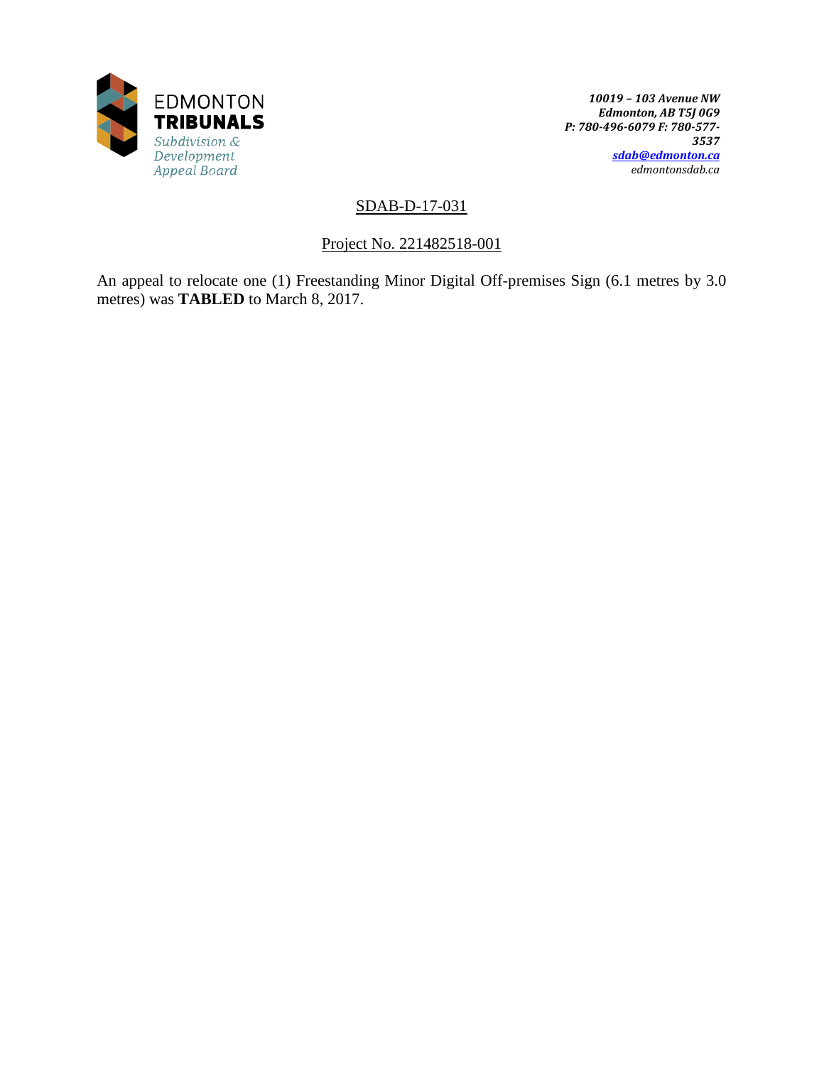EDMONTON
**TRIBUNALS**
*Subdivision & Development Appeal Board*

***10019 – 103 Avenue NW***
***Edmonton, AB T5J 0G9***
***P: 780-496-6079 F: 780-577-3537***
***sdab@edmonton.ca***
*edmontonsdab.ca*

SDAB-D-17-031

Project No. 221482518-001

An appeal to relocate one (1) Freestanding Minor Digital Off-premises Sign (6.1 metres by 3.0 metres) was **TABLED** to March 8, 2017.